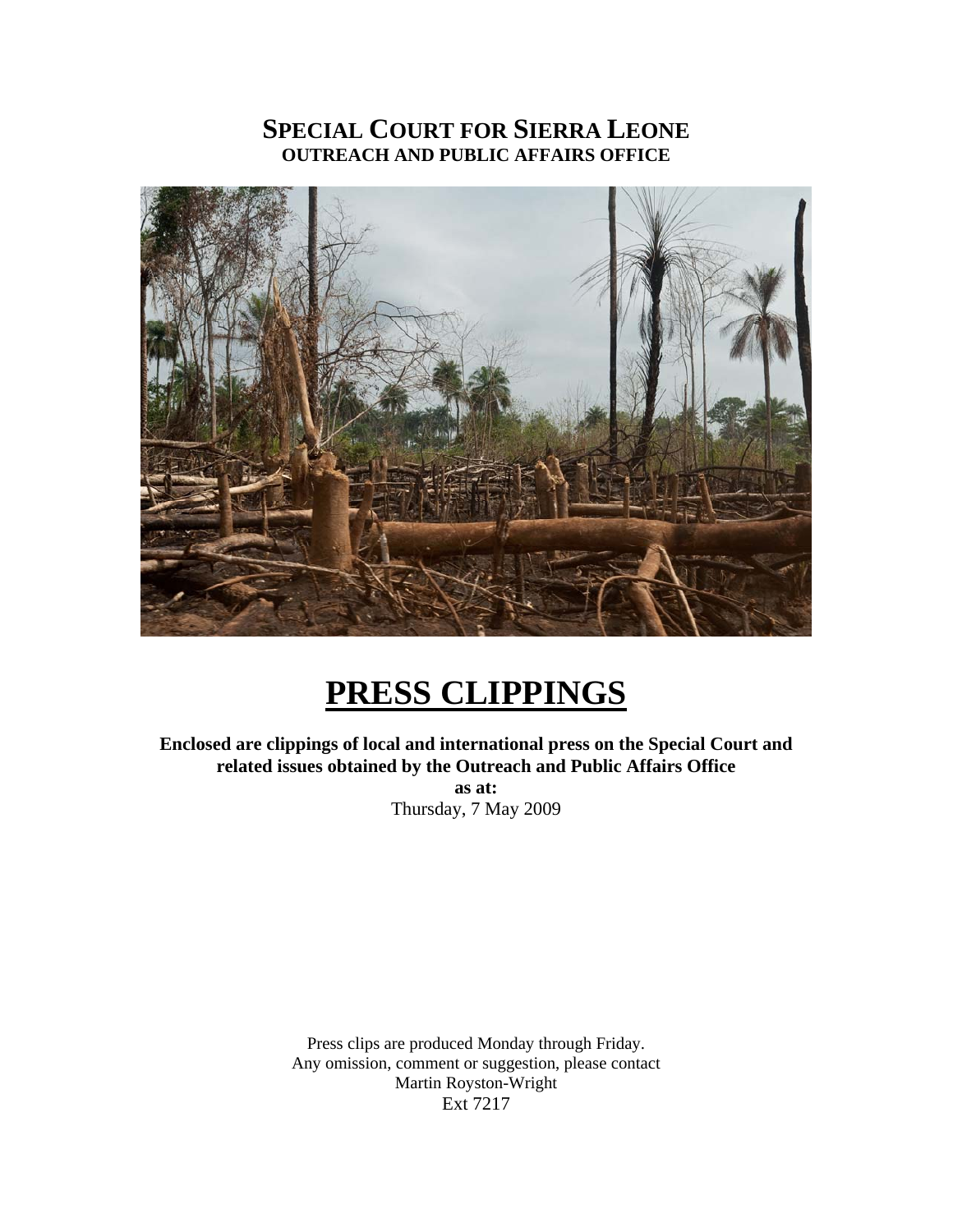# SPECIAL COURT FOR SIERRA LEONE
## OUTREACH AND PUBLIC AFFAIRS OFFICE

# PRESS CLIPPINGS

**Enclosed are clippings of local and international press on the Special Court and related issues obtained by the Outreach and Public Affairs Office**
**as at:**
Thursday, 7 May 2009

Press clips are produced Monday through Friday.
Any omission, comment or suggestion, please contact
Martin Royston-Wright
Ext 7217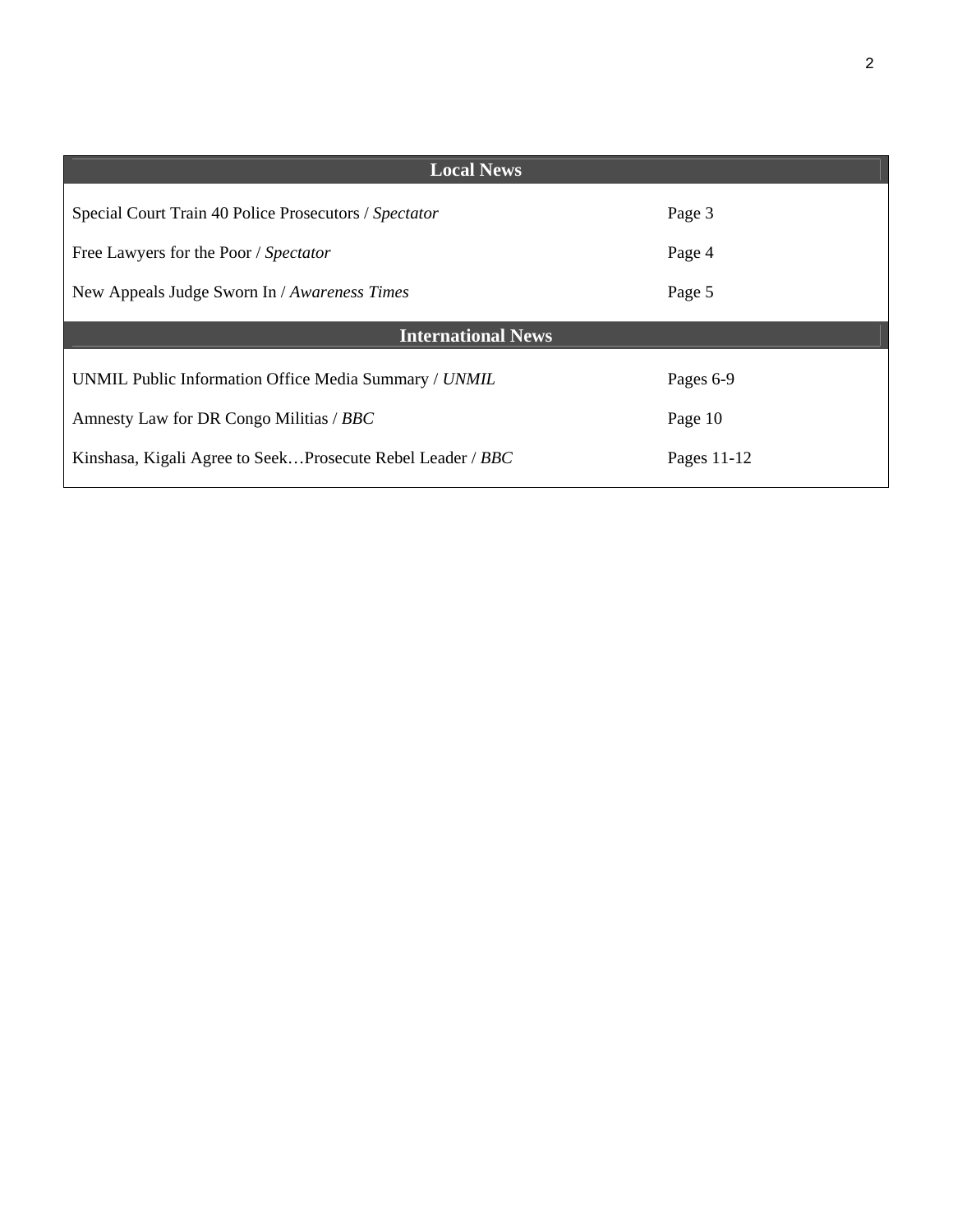| Local News | |
|---|---|
| Special Court Train 40 Police Prosecutors / *Spectator* | Page 3 |
| Free Lawyers for the Poor / *Spectator* | Page 4 |
| New Appeals Judge Sworn In / *Awareness Times* | Page 5 |
| **International News** | |
| UNMIL Public Information Office Media Summary / *UNMIL* | Pages 6-9 |
| Amnesty Law for DR Congo Militias / *BBC* | Page 10 |
| Kinshasa, Kigali Agree to Seek…Prosecute Rebel Leader / *BBC* | Pages 11-12 |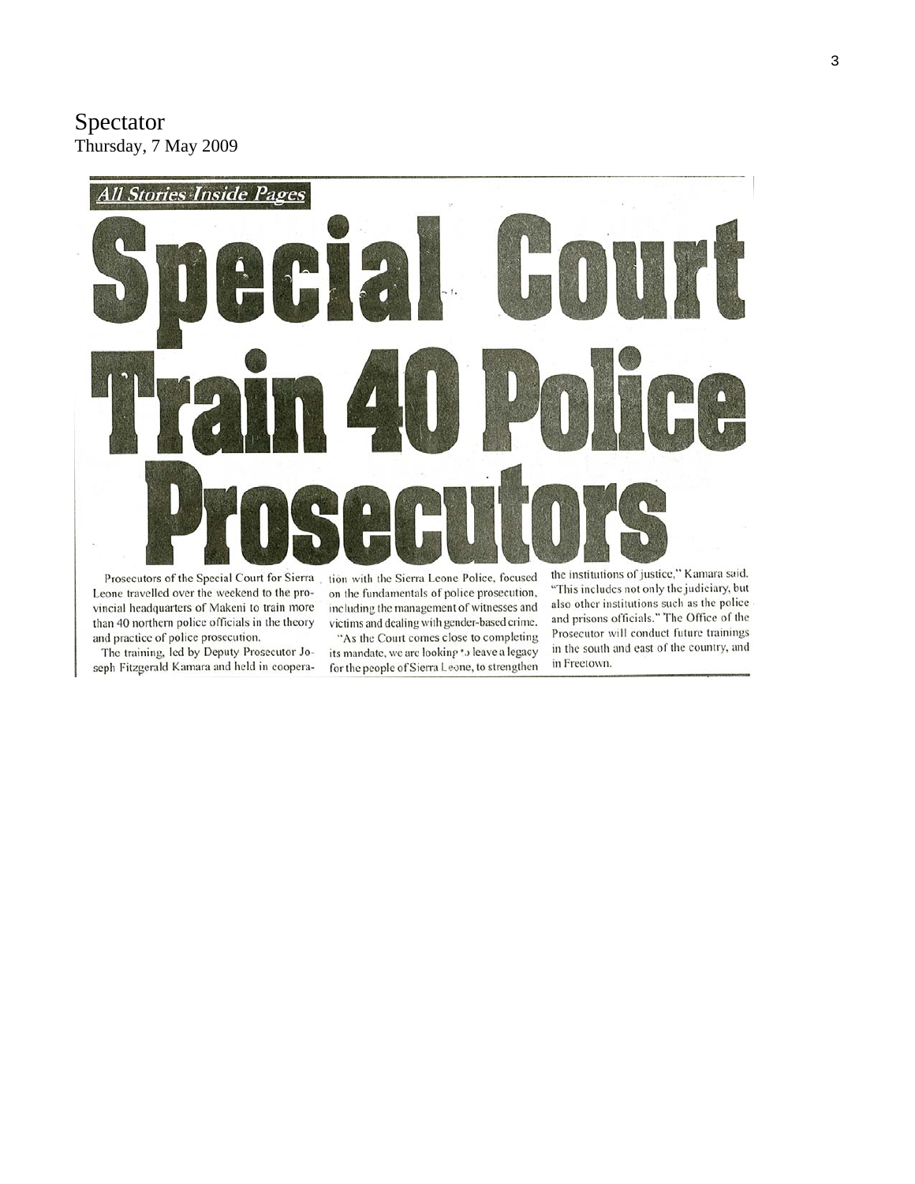Spectator
Thursday, 7 May 2009

*All Stories Inside Pages*

# Special Court Train 40 Police Prosecutors

Prosecutors of the Special Court for Sierra Leone travelled over the weekend to the provincial headquarters of Makeni to train more than 40 northern police officials in the theory and practice of police prosecution.

The training, led by Deputy Prosecutor Joseph Fitzgerald Kamara and held in cooperation with the Sierra Leone Police, focused on the fundamentals of police prosecution, including the management of witnesses and victims and dealing with gender-based crime.

"As the Court comes close to completing its mandate, we are looking to leave a legacy for the people of Sierra Leone, to strengthen the institutions of justice," Kamara said. "This includes not only the judiciary, but also other institutions such as the police and prisons officials." The Office of the Prosecutor will conduct future trainings in the south and east of the country, and in Freetown.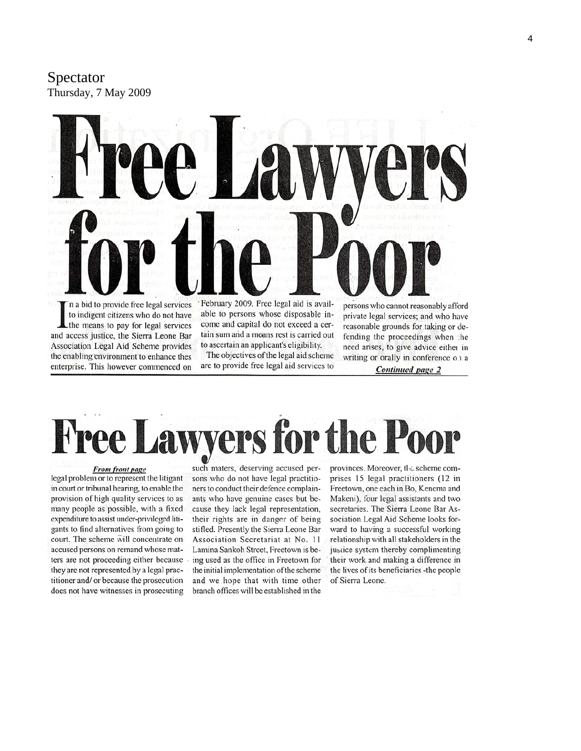Spectator
Thursday, 7 May 2009

# Free Lawyers for the Poor

In a bid to provide free legal services to indigent citizens who do not have the means to pay for legal services and access justice, the Sierra Leone Bar Association Legal Aid Scheme provides the enabling environment to enhance thes enterprise. This however commenced on February 2009. Free legal aid is available to persons whose disposable income and capital do not exceed a certain sum and a means rest is carried out to ascertain an applicant's eligibility.

The objectives of the legal aid scheme are to provide free legal aid services to persons who cannot reasonably afford private legal services; and who have reasonable grounds for taking or defending the proceedings when the need arises, to give advice either in writing or orally in conference on a

***Continued page 2***

# Free Lawyers for the Poor

***From front page***

legal problem or to represent the litigant in court or tribunal hearing, to enable the provision of high quality services to as many people as possible, with a fixed expenditure to assist under-privileged litigants to find alternatives from going to court. The scheme will concentrate on accused persons on remand whose matters are not proceeding either because they are not represented by a legal practitioner and/ or because the prosecution does not have witnesses in prosecuting such maters, deserving accused persons who do not have legal practitioners to conduct their defence complainants who have genuine cases but because they lack legal representation, their rights are in danger of being stifled. Presently the Sierra Leone Bar Association Secretariat at No. 11 Lamina Sankoh Street, Freetown is being used as the office in Freetown for the initial implementation of the scheme and we hope that with time other branch offices will be established in the provinces. Moreover, the scheme comprises 15 legal practitioners (12 in Freetown, one each in Bo, Kenema and Makeni), four legal assistants and two secretaries. The Sierra Leone Bar Association Legal Aid Scheme looks forward to having a successful working relationship with all stakeholders in the justice system thereby complimenting their work and making a difference in the lives of its beneficiaries -the people of Sierra Leone.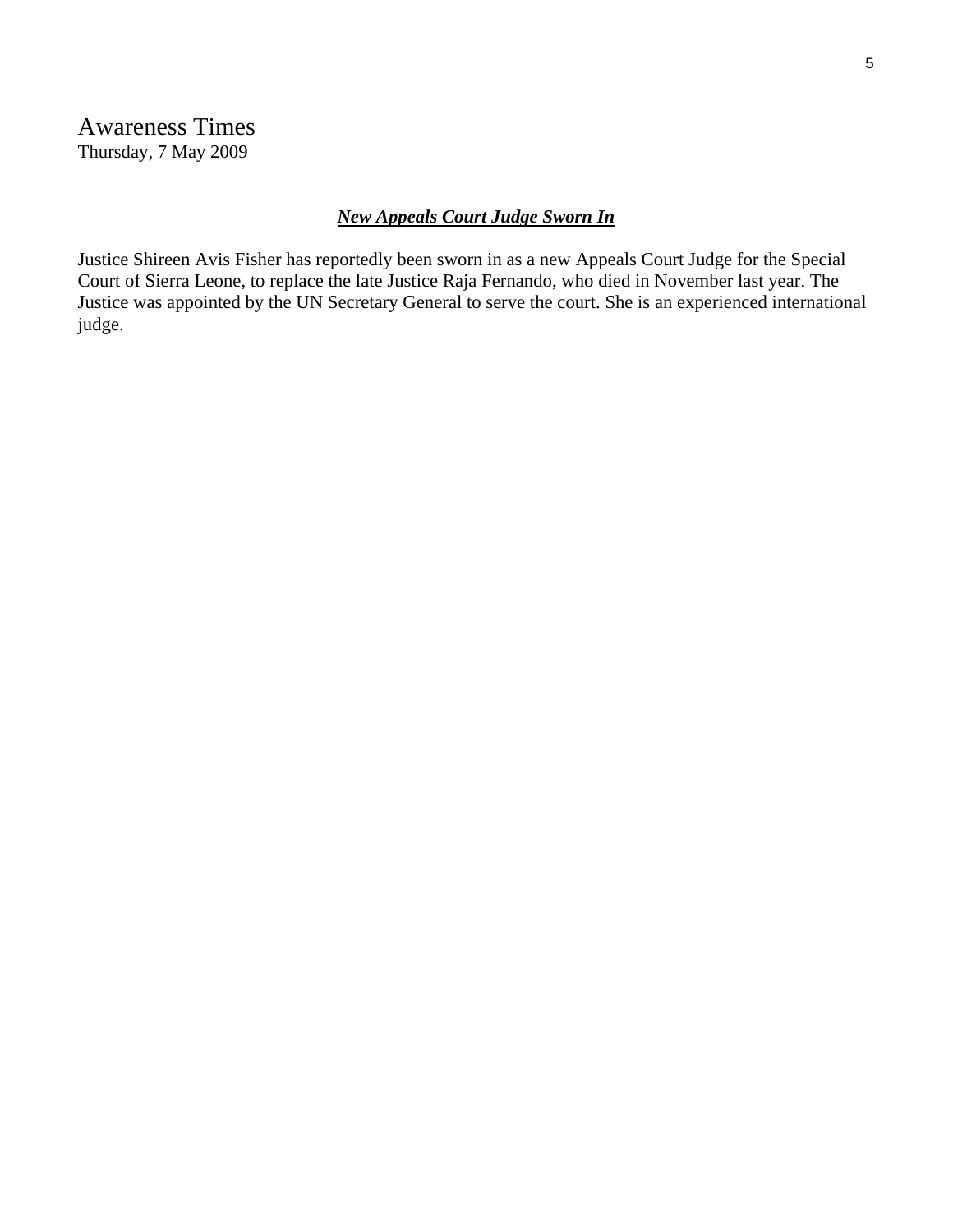Awareness Times
Thursday, 7 May 2009

***New Appeals Court Judge Sworn In***

Justice Shireen Avis Fisher has reportedly been sworn in as a new Appeals Court Judge for the Special Court of Sierra Leone, to replace the late Justice Raja Fernando, who died in November last year. The Justice was appointed by the UN Secretary General to serve the court. She is an experienced international judge.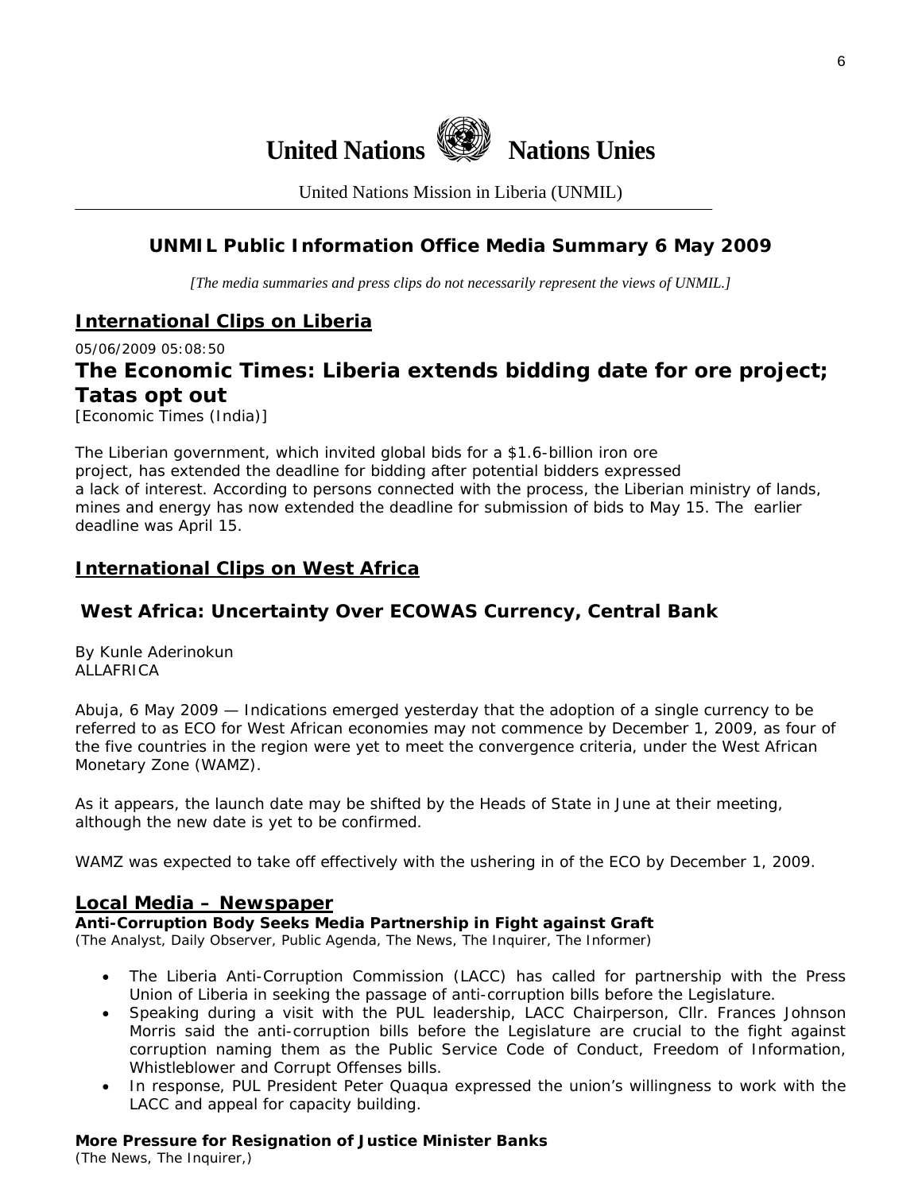United Nations Nations Unies

United Nations Mission in Liberia (UNMIL)

## UNMIL Public Information Office Media Summary 6 May 2009

*[The media summaries and press clips do not necessarily represent the views of UNMIL.]*

## International Clips on Liberia

05/06/2009 05:08:50

### The Economic Times: Liberia extends bidding date for ore project; Tatas opt out

[Economic Times (India)]

The Liberian government, which invited global bids for a $1.6-billion iron ore project, has extended the deadline for bidding after potential bidders expressed a lack of interest. According to persons connected with the process, the Liberian ministry of lands, mines and energy has now extended the deadline for submission of bids to May 15. The earlier deadline was April 15.

## International Clips on West Africa

### West Africa: Uncertainty Over ECOWAS Currency, Central Bank

By Kunle Aderinokun
ALLAFRICA

Abuja, 6 May 2009 — Indications emerged yesterday that the adoption of a single currency to be referred to as ECO for West African economies may not commence by December 1, 2009, as four of the five countries in the region were yet to meet the convergence criteria, under the West African Monetary Zone (WAMZ).

As it appears, the launch date may be shifted by the Heads of State in June at their meeting, although the new date is yet to be confirmed.

WAMZ was expected to take off effectively with the ushering in of the ECO by December 1, 2009.

## Local Media – Newspaper

**Anti-Corruption Body Seeks Media Partnership in Fight against Graft**
*(The Analyst, Daily Observer, Public Agenda, The News, The Inquirer, The Informer)*

- The Liberia Anti-Corruption Commission (LACC) has called for partnership with the Press Union of Liberia in seeking the passage of anti-corruption bills before the Legislature.
- Speaking during a visit with the PUL leadership, LACC Chairperson, Cllr. Frances Johnson Morris said the anti-corruption bills before the Legislature are crucial to the fight against corruption naming them as the Public Service Code of Conduct, Freedom of Information, Whistleblower and Corrupt Offenses bills.
- In response, PUL President Peter Quaqua expressed the union's willingness to work with the LACC and appeal for capacity building.

**More Pressure for Resignation of Justice Minister Banks**
*(The News, The Inquirer,)*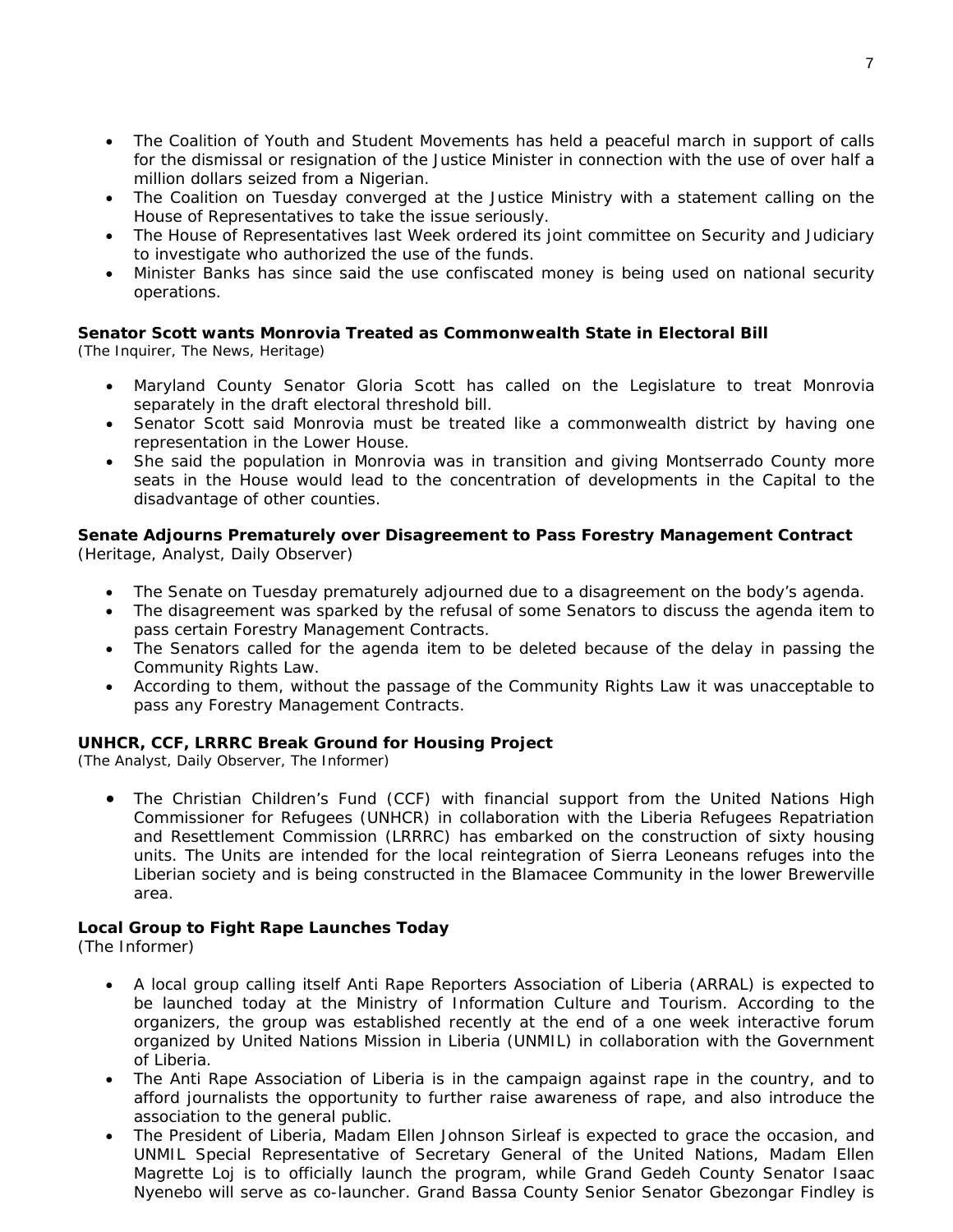- The Coalition of Youth and Student Movements has held a peaceful march in support of calls for the dismissal or resignation of the Justice Minister in connection with the use of over half a million dollars seized from a Nigerian.
- The Coalition on Tuesday converged at the Justice Ministry with a statement calling on the House of Representatives to take the issue seriously.
- The House of Representatives last Week ordered its joint committee on Security and Judiciary to investigate who authorized the use of the funds.
- Minister Banks has since said the use confiscated money is being used on national security operations.

**Senator Scott wants Monrovia Treated as Commonwealth State in Electoral Bill**
*(The Inquirer, The News, Heritage)*

- Maryland County Senator Gloria Scott has called on the Legislature to treat Monrovia separately in the draft electoral threshold bill.
- Senator Scott said Monrovia must be treated like a commonwealth district by having one representation in the Lower House.
- She said the population in Monrovia was in transition and giving Montserrado County more seats in the House would lead to the concentration of developments in the Capital to the disadvantage of other counties.

**Senate Adjourns Prematurely over Disagreement to Pass Forestry Management Contract**
(Heritage, Analyst, Daily Observer)

- The Senate on Tuesday prematurely adjourned due to a disagreement on the body's agenda.
- The disagreement was sparked by the refusal of some Senators to discuss the agenda item to pass certain Forestry Management Contracts.
- The Senators called for the agenda item to be deleted because of the delay in passing the Community Rights Law.
- According to them, without the passage of the Community Rights Law it was unacceptable to pass any Forestry Management Contracts.

**UNHCR, CCF, LRRRC Break Ground for Housing Project**
*(The Analyst, Daily Observer, The Informer)*

- The Christian Children's Fund (CCF) with financial support from the United Nations High Commissioner for Refugees (UNHCR) in collaboration with the Liberia Refugees Repatriation and Resettlement Commission (LRRRC) has embarked on the construction of sixty housing units. The Units are intended for the local reintegration of Sierra Leoneans refuges into the Liberian society and is being constructed in the Blamacee Community in the lower Brewerville area.

**Local Group to Fight Rape Launches Today**
(The Informer)

- A local group calling itself Anti Rape Reporters Association of Liberia (ARRAL) is expected to be launched today at the Ministry of Information Culture and Tourism. According to the organizers, the group was established recently at the end of a one week interactive forum organized by United Nations Mission in Liberia (UNMIL) in collaboration with the Government of Liberia.
- The Anti Rape Association of Liberia is in the campaign against rape in the country, and to afford journalists the opportunity to further raise awareness of rape, and also introduce the association to the general public.
- The President of Liberia, Madam Ellen Johnson Sirleaf is expected to grace the occasion, and UNMIL Special Representative of Secretary General of the United Nations, Madam Ellen Magrette Loj is to officially launch the program, while Grand Gedeh County Senator Isaac Nyenebo will serve as co-launcher. Grand Bassa County Senior Senator Gbezongar Findley is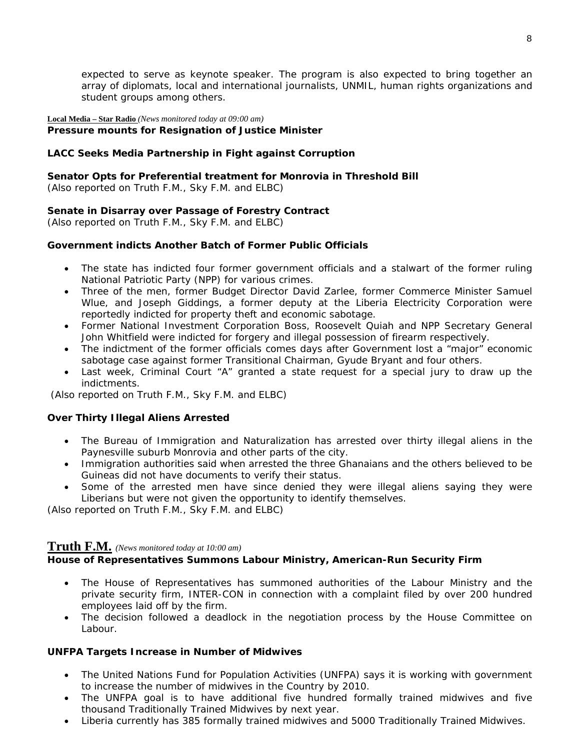expected to serve as keynote speaker. The program is also expected to bring together an array of diplomats, local and international journalists, UNMIL, human rights organizations and student groups among others.

**Local Media – Star Radio** *(News monitored today at 09:00 am)*

**Pressure mounts for Resignation of Justice Minister**

**LACC Seeks Media Partnership in Fight against Corruption**

**Senator Opts for Preferential treatment for Monrovia in Threshold Bill**
(Also reported on Truth F.M., Sky F.M. and ELBC)

**Senate in Disarray over Passage of Forestry Contract**
(Also reported on Truth F.M., Sky F.M. and ELBC)

**Government indicts Another Batch of Former Public Officials**

- The state has indicted four former government officials and a stalwart of the former ruling National Patriotic Party (NPP) for various crimes.
- Three of the men, former Budget Director David Zarlee, former Commerce Minister Samuel Wlue, and Joseph Giddings, a former deputy at the Liberia Electricity Corporation were reportedly indicted for property theft and economic sabotage.
- Former National Investment Corporation Boss, Roosevelt Quiah and NPP Secretary General John Whitfield were indicted for forgery and illegal possession of firearm respectively.
- The indictment of the former officials comes days after Government lost a "major" economic sabotage case against former Transitional Chairman, Gyude Bryant and four others.
- Last week, Criminal Court "A" granted a state request for a special jury to draw up the indictments.

(Also reported on Truth F.M., Sky F.M. and ELBC)

**Over Thirty Illegal Aliens Arrested**

- The Bureau of Immigration and Naturalization has arrested over thirty illegal aliens in the Paynesville suburb Monrovia and other parts of the city.
- Immigration authorities said when arrested the three Ghanaians and the others believed to be Guineas did not have documents to verify their status.
- Some of the arrested men have since denied they were illegal aliens saying they were Liberians but were not given the opportunity to identify themselves.

(Also reported on Truth F.M., Sky F.M. and ELBC)

## Truth F.M. *(News monitored today at 10:00 am)*

**House of Representatives Summons Labour Ministry, American-Run Security Firm**

- The House of Representatives has summoned authorities of the Labour Ministry and the private security firm, INTER-CON in connection with a complaint filed by over 200 hundred employees laid off by the firm.
- The decision followed a deadlock in the negotiation process by the House Committee on Labour.

**UNFPA Targets Increase in Number of Midwives**

- The United Nations Fund for Population Activities (UNFPA) says it is working with government to increase the number of midwives in the Country by 2010.
- The UNFPA goal is to have additional five hundred formally trained midwives and five thousand Traditionally Trained Midwives by next year.
- Liberia currently has 385 formally trained midwives and 5000 Traditionally Trained Midwives.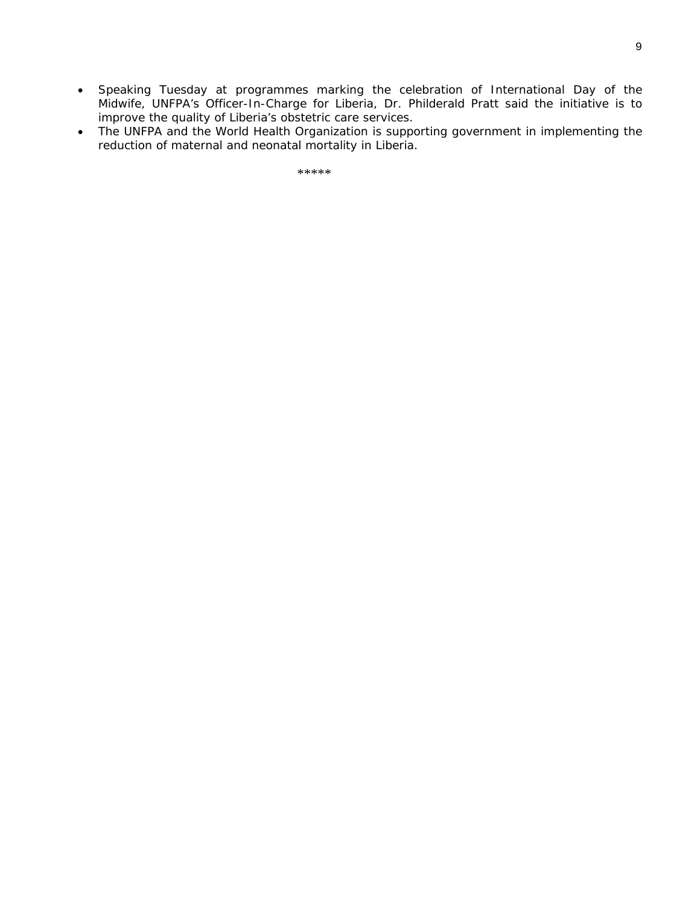- Speaking Tuesday at programmes marking the celebration of International Day of the Midwife, UNFPA's Officer-In-Charge for Liberia, Dr. Philderald Pratt said the initiative is to improve the quality of Liberia's obstetric care services.
- The UNFPA and the World Health Organization is supporting government in implementing the reduction of maternal and neonatal mortality in Liberia.

*****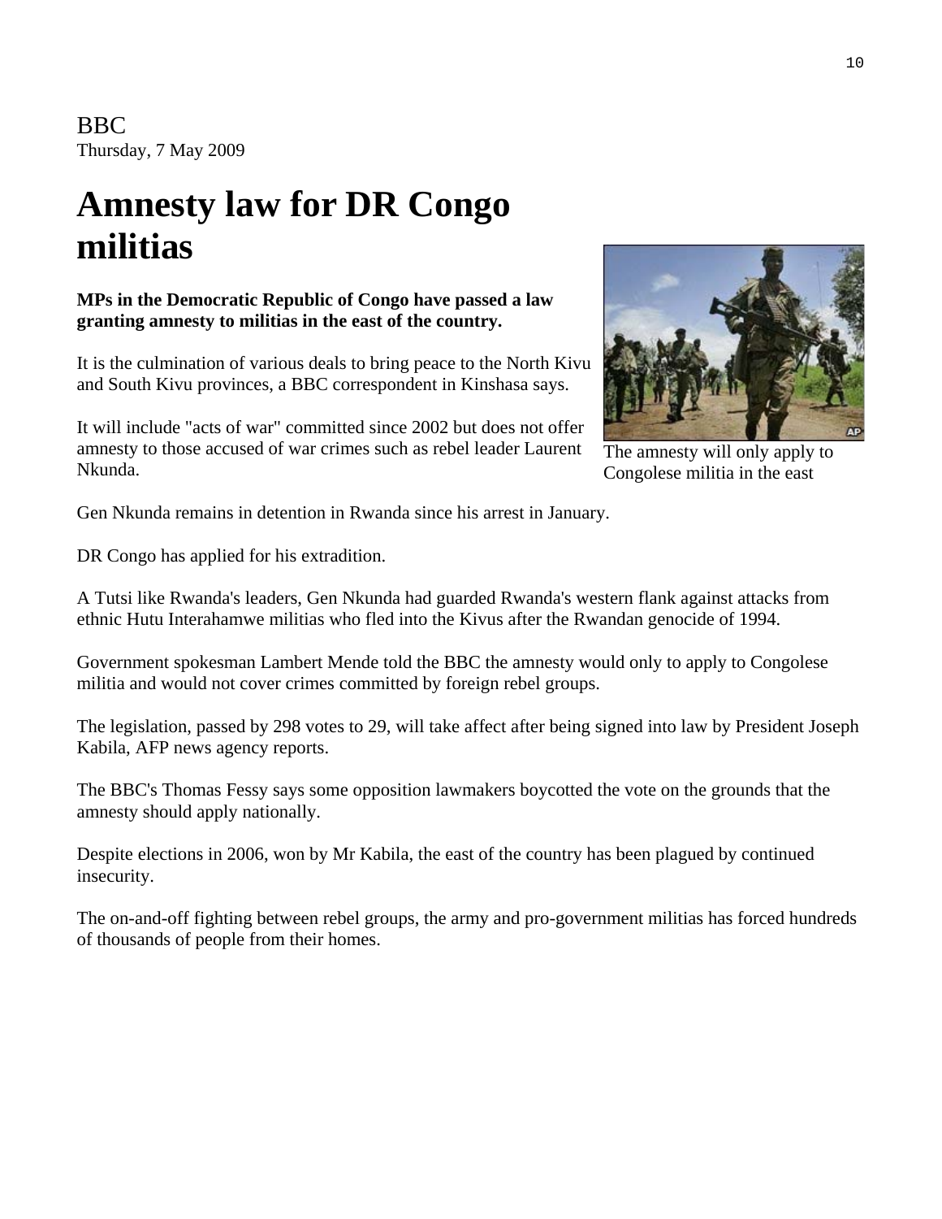BBC
Thursday, 7 May 2009

# Amnesty law for DR Congo militias

**MPs in the Democratic Republic of Congo have passed a law granting amnesty to militias in the east of the country.**

It is the culmination of various deals to bring peace to the North Kivu and South Kivu provinces, a BBC correspondent in Kinshasa says.

It will include "acts of war" committed since 2002 but does not offer amnesty to those accused of war crimes such as rebel leader Laurent Nkunda.

The amnesty will only apply to Congolese militia in the east

Gen Nkunda remains in detention in Rwanda since his arrest in January.

DR Congo has applied for his extradition.

A Tutsi like Rwanda's leaders, Gen Nkunda had guarded Rwanda's western flank against attacks from ethnic Hutu Interahamwe militias who fled into the Kivus after the Rwandan genocide of 1994.

Government spokesman Lambert Mende told the BBC the amnesty would only to apply to Congolese militia and would not cover crimes committed by foreign rebel groups.

The legislation, passed by 298 votes to 29, will take affect after being signed into law by President Joseph Kabila, AFP news agency reports.

The BBC's Thomas Fessy says some opposition lawmakers boycotted the vote on the grounds that the amnesty should apply nationally.

Despite elections in 2006, won by Mr Kabila, the east of the country has been plagued by continued insecurity.

The on-and-off fighting between rebel groups, the army and pro-government militias has forced hundreds of thousands of people from their homes.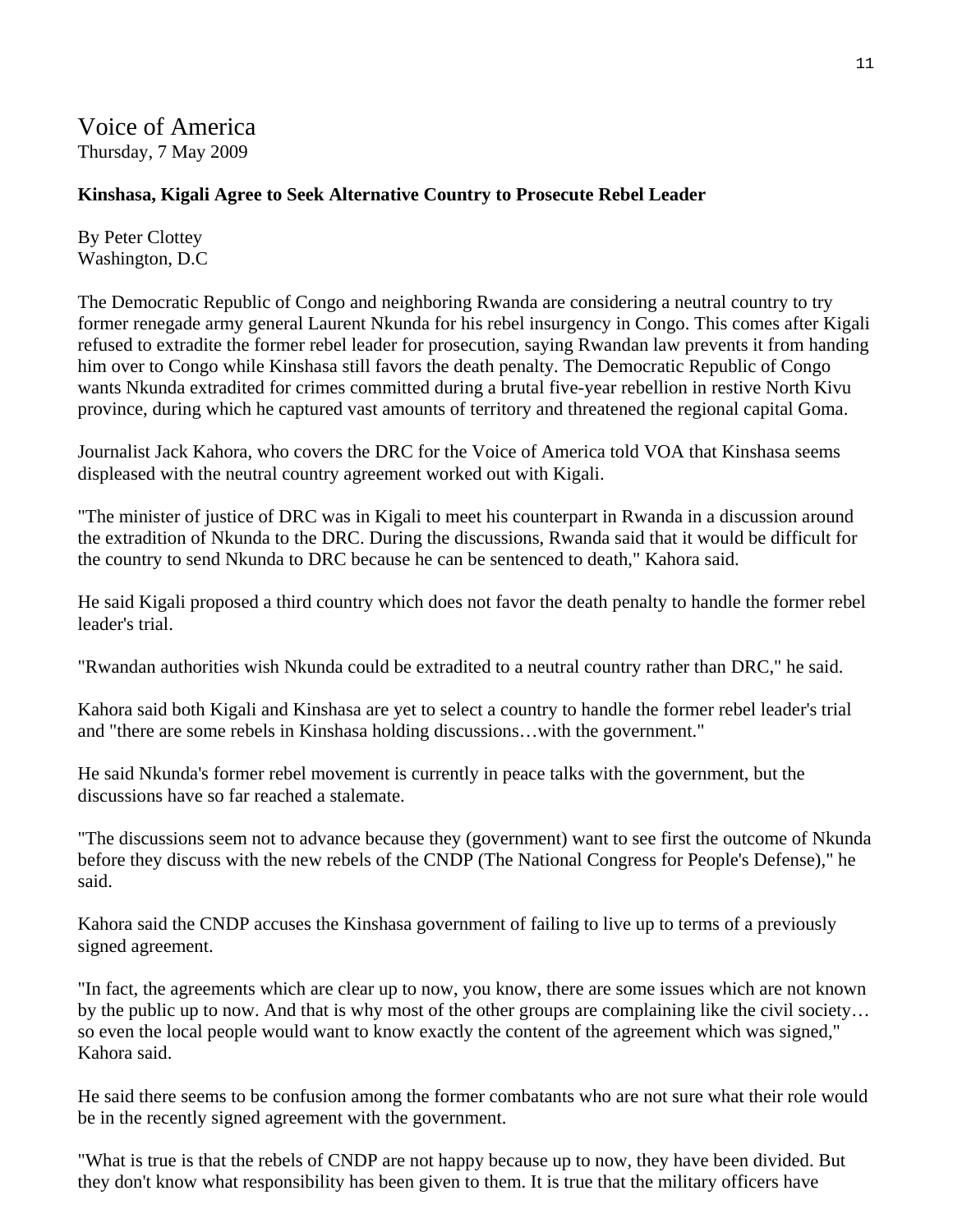# Voice of America

Thursday, 7 May 2009

**Kinshasa, Kigali Agree to Seek Alternative Country to Prosecute Rebel Leader**

By Peter Clottey
Washington, D.C

The Democratic Republic of Congo and neighboring Rwanda are considering a neutral country to try former renegade army general Laurent Nkunda for his rebel insurgency in Congo. This comes after Kigali refused to extradite the former rebel leader for prosecution, saying Rwandan law prevents it from handing him over to Congo while Kinshasa still favors the death penalty. The Democratic Republic of Congo wants Nkunda extradited for crimes committed during a brutal five-year rebellion in restive North Kivu province, during which he captured vast amounts of territory and threatened the regional capital Goma.

Journalist Jack Kahora, who covers the DRC for the Voice of America told VOA that Kinshasa seems displeased with the neutral country agreement worked out with Kigali.

"The minister of justice of DRC was in Kigali to meet his counterpart in Rwanda in a discussion around the extradition of Nkunda to the DRC. During the discussions, Rwanda said that it would be difficult for the country to send Nkunda to DRC because he can be sentenced to death," Kahora said.

He said Kigali proposed a third country which does not favor the death penalty to handle the former rebel leader's trial.

"Rwandan authorities wish Nkunda could be extradited to a neutral country rather than DRC," he said.

Kahora said both Kigali and Kinshasa are yet to select a country to handle the former rebel leader's trial and "there are some rebels in Kinshasa holding discussions…with the government."

He said Nkunda's former rebel movement is currently in peace talks with the government, but the discussions have so far reached a stalemate.

"The discussions seem not to advance because they (government) want to see first the outcome of Nkunda before they discuss with the new rebels of the CNDP (The National Congress for People's Defense)," he said.

Kahora said the CNDP accuses the Kinshasa government of failing to live up to terms of a previously signed agreement.

"In fact, the agreements which are clear up to now, you know, there are some issues which are not known by the public up to now. And that is why most of the other groups are complaining like the civil society… so even the local people would want to know exactly the content of the agreement which was signed," Kahora said.

He said there seems to be confusion among the former combatants who are not sure what their role would be in the recently signed agreement with the government.

"What is true is that the rebels of CNDP are not happy because up to now, they have been divided. But they don't know what responsibility has been given to them. It is true that the military officers have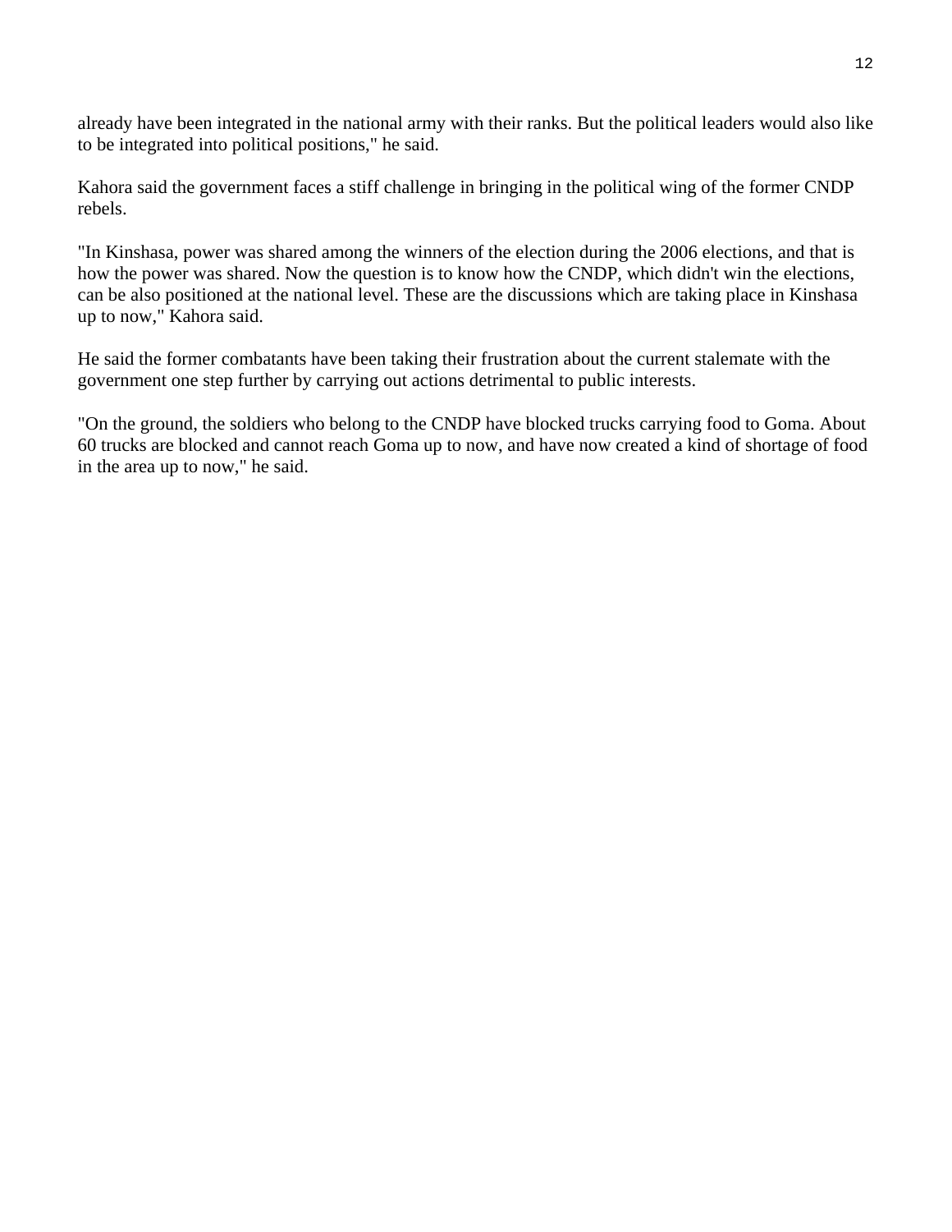already have been integrated in the national army with their ranks. But the political leaders would also like to be integrated into political positions," he said.

Kahora said the government faces a stiff challenge in bringing in the political wing of the former CNDP rebels.

"In Kinshasa, power was shared among the winners of the election during the 2006 elections, and that is how the power was shared. Now the question is to know how the CNDP, which didn't win the elections, can be also positioned at the national level. These are the discussions which are taking place in Kinshasa up to now," Kahora said.

He said the former combatants have been taking their frustration about the current stalemate with the government one step further by carrying out actions detrimental to public interests.

"On the ground, the soldiers who belong to the CNDP have blocked trucks carrying food to Goma. About 60 trucks are blocked and cannot reach Goma up to now, and have now created a kind of shortage of food in the area up to now," he said.